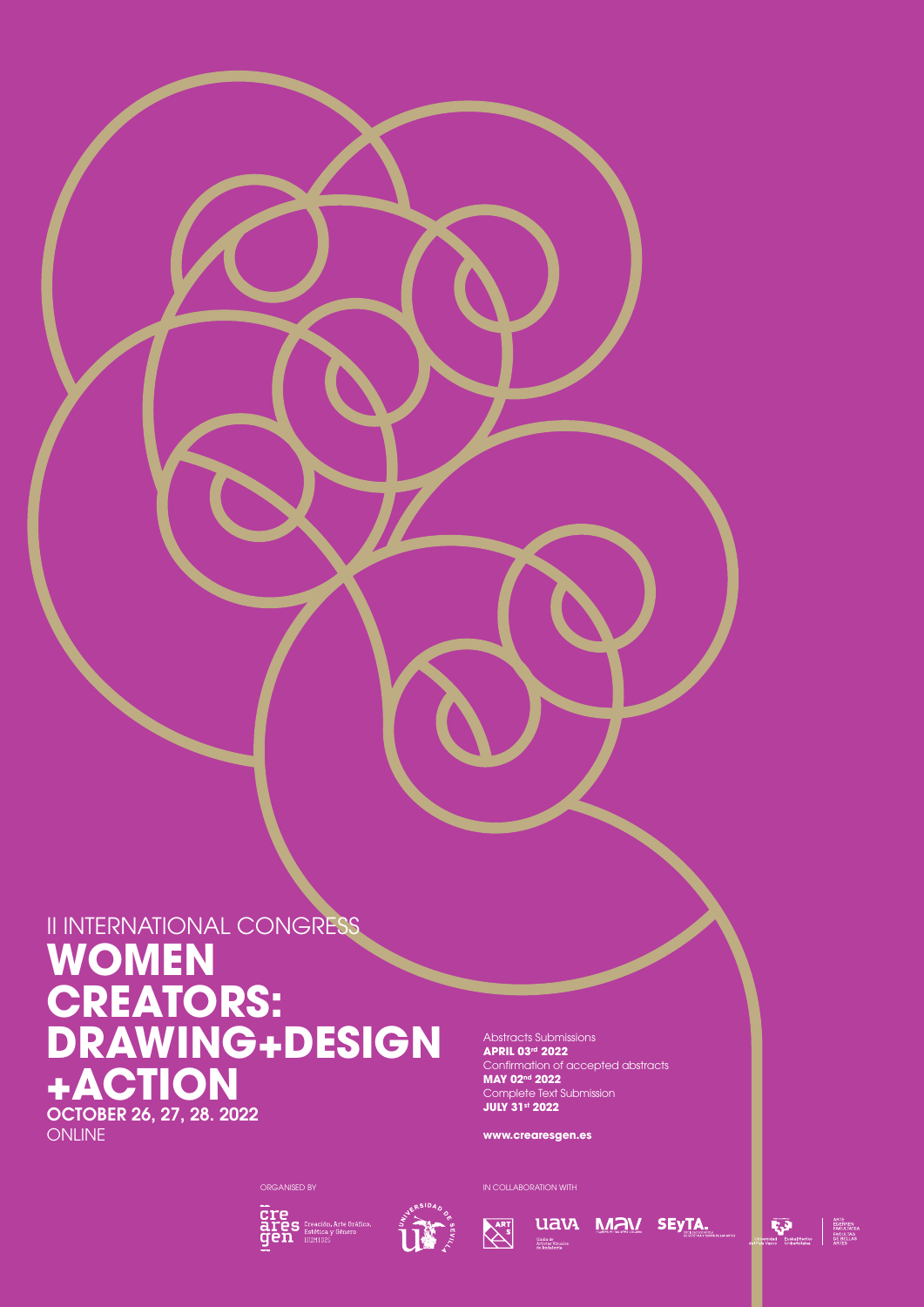II INTERNATIONAL CONGRESS

# WOMEN CREATORS: DRAWING+DESIGN +ACTION

**OCTOBER 26, 27, 28. 2022**

ONLINE

Abstracts Submissions
**APRIL 03rd 2022**
Confirmation of accepted abstracts
**MAY 02nd 2022**
Complete Text Submission
**JULY 31st 2022**

**www.crearesgen.es**

ORGANISED BY

cre ares gen Creación, Arte Gráfico, Estética y Género HUM1025

Universidad de Sevilla

IN COLLABORATION WITH

ARTS

UAVA Unión de Artistas Visuales de Andalucía

MAV

SEyTA.

Universidad del País Vasco Euskal Herriko Unibertsitatea

ARTE EDERREN FAKULTATEA FACULTAD DE BELLAS ARTES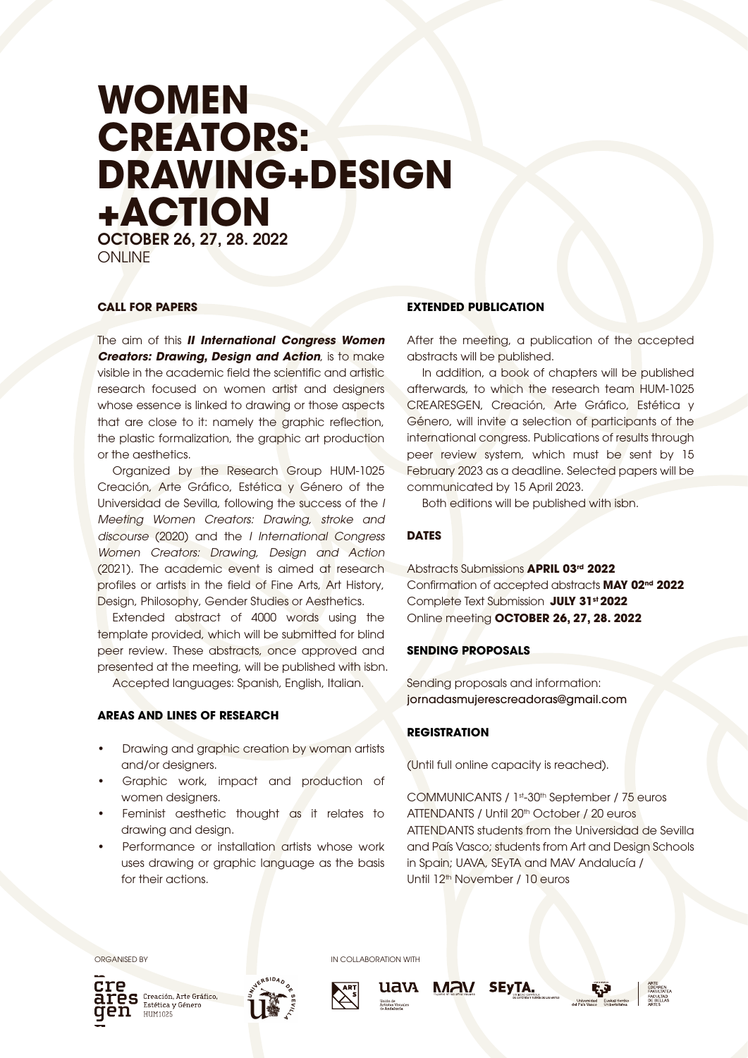# WOMEN CREATORS: DRAWING+DESIGN +ACTION

**OCTOBER 26, 27, 28. 2022**
ONLINE

### CALL FOR PAPERS

The aim of this ***II International Congress Women Creators: Drawing, Design and Action***, is to make visible in the academic field the scientific and artistic research focused on women artist and designers whose essence is linked to drawing or those aspects that are close to it: namely the graphic reflection, the plastic formalization, the graphic art production or the aesthetics.

Organized by the Research Group HUM-1025 Creación, Arte Gráfico, Estética y Género of the Universidad de Sevilla, following the success of the *I Meeting Women Creators: Drawing, stroke and discourse* (2020) and the *I International Congress Women Creators: Drawing, Design and Action* (2021). The academic event is aimed at research profiles or artists in the field of Fine Arts, Art History, Design, Philosophy, Gender Studies or Aesthetics.

Extended abstract of 4000 words using the template provided, which will be submitted for blind peer review. These abstracts, once approved and presented at the meeting, will be published with isbn.

Accepted languages: Spanish, English, Italian.

### AREAS AND LINES OF RESEARCH

- Drawing and graphic creation by woman artists and/or designers.
- Graphic work, impact and production of women designers.
- Feminist aesthetic thought as it relates to drawing and design.
- Performance or installation artists whose work uses drawing or graphic language as the basis for their actions.

### EXTENDED PUBLICATION

After the meeting, a publication of the accepted abstracts will be published.

In addition, a book of chapters will be published afterwards, to which the research team HUM-1025 CREARESGEN, Creación, Arte Gráfico, Estética y Género, will invite a selection of participants of the international congress. Publications of results through peer review system, which must be sent by 15 February 2023 as a deadline. Selected papers will be communicated by 15 April 2023.

Both editions will be published with isbn.

### DATES

Abstracts Submissions **APRIL 03rd 2022**
Confirmation of accepted abstracts **MAY 02nd 2022**
Complete Text Submission **JULY 31st 2022**
Online meeting **OCTOBER 26, 27, 28. 2022**

### SENDING PROPOSALS

Sending proposals and information:
jornadasmujerescreadoras@gmail.com

### REGISTRATION

(Until full online capacity is reached).

COMMUNICANTS / 1st-30th September / 75 euros
ATTENDANTS / Until 20th October / 20 euros
ATTENDANTS students from the Universidad de Sevilla and País Vasco; students from Art and Design Schools in Spain; UAVA, SEyTA and MAV Andalucía / Until 12th November / 10 euros

ORGANISED BY

Creación, Arte Gráfico, Estética y Género HUM1025

IN COLLABORATION WITH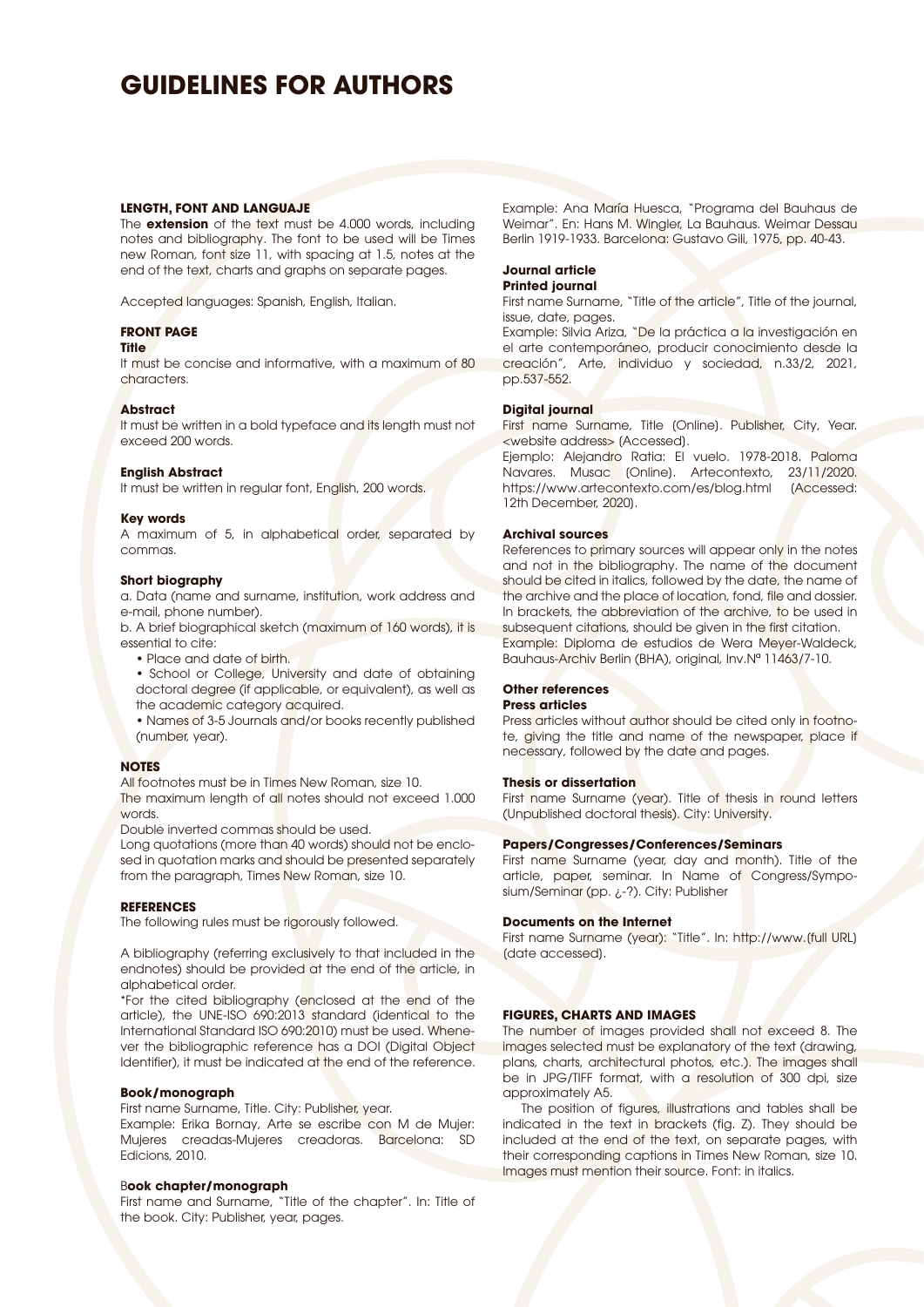# GUIDELINES FOR AUTHORS

### LENGTH, FONT AND LANGUAJE

The **extension** of the text must be 4.000 words, including notes and bibliography. The font to be used will be Times new Roman, font size 11, with spacing at 1.5, notes at the end of the text, charts and graphs on separate pages.

Accepted languages: Spanish, English, Italian.

### FRONT PAGE

**Title**

It must be concise and informative, with a maximum of 80 characters.

**Abstract**

It must be written in a bold typeface and its length must not exceed 200 words.

**English Abstract**

It must be written in regular font, English, 200 words.

**Key words**

A maximum of 5, in alphabetical order, separated by commas.

**Short biography**

a. Data (name and surname, institution, work address and e-mail, phone number).

b. A brief biographical sketch (maximum of 160 words), it is essential to cite:

- Place and date of birth.
- School or College, University and date of obtaining doctoral degree (if applicable, or equivalent), as well as the academic category acquired.
- Names of 3-5 Journals and/or books recently published (number, year).

### NOTES

All footnotes must be in Times New Roman, size 10.

The maximum length of all notes should not exceed 1.000 words.

Double inverted commas should be used.

Long quotations (more than 40 words) should not be enclosed in quotation marks and should be presented separately from the paragraph, Times New Roman, size 10.

### REFERENCES

The following rules must be rigorously followed.

A bibliography (referring exclusively to that included in the endnotes) should be provided at the end of the article, in alphabetical order.

*For the cited bibliography (enclosed at the end of the article), the UNE-ISO 690:2013 standard (identical to the International Standard ISO 690:2010) must be used. Whenever the bibliographic reference has a DOI (Digital Object Identifier), it must be indicated at the end of the reference.

**Book/monograph**

First name Surname, Title. City: Publisher, year.

Example: Erika Bornay, Arte se escribe con M de Mujer: Mujeres creadas-Mujeres creadoras. Barcelona: SD Edicions, 2010.

B**ook chapter/monograph**

First name and Surname, "Title of the chapter". In: Title of the book. City: Publisher, year, pages.

Example: Ana María Huesca, "Programa del Bauhaus de Weimar". En: Hans M. Wingler, La Bauhaus. Weimar Dessau Berlin 1919-1933. Barcelona: Gustavo Gili, 1975, pp. 40-43.

**Journal article**

**Printed journal**

First name Surname, "Title of the article", Title of the journal, issue, date, pages.

Example: Silvia Ariza, "De la práctica a la investigación en el arte contemporáneo, producir conocimiento desde la creación", Arte, individuo y sociedad, n.33/2, 2021, pp.537-552.

**Digital journal**

First name Surname, Title (Online). Publisher, City, Year. <website address> (Accessed).

Ejemplo: Alejandro Ratia: El vuelo. 1978-2018. Paloma Navares. Musac (Online). Artecontexto, 23/11/2020. https://www.artecontexto.com/es/blog.html (Accessed: 12th December, 2020).

**Archival sources**

References to primary sources will appear only in the notes and not in the bibliography. The name of the document should be cited in italics, followed by the date, the name of the archive and the place of location, fond, file and dossier. In brackets, the abbreviation of the archive, to be used in subsequent citations, should be given in the first citation.

Example: Diploma de estudios de Wera Meyer-Waldeck, Bauhaus-Archiv Berlin (BHA), original, Inv.Nº 11463/7-10.

**Other references**

**Press articles**

Press articles without author should be cited only in footnote, giving the title and name of the newspaper, place if necessary, followed by the date and pages.

**Thesis or dissertation**

First name Surname (year). Title of thesis in round letters (Unpublished doctoral thesis). City: University.

**Papers/Congresses/Conferences/Seminars**

First name Surname (year, day and month). Title of the article, paper, seminar. In Name of Congress/Symposium/Seminar (pp. ¿-?). City: Publisher

**Documents on the Internet**

First name Surname (year): "Title". In: http://www.(full URL) (date accessed).

### FIGURES, CHARTS AND IMAGES

The number of images provided shall not exceed 8. The images selected must be explanatory of the text (drawing, plans, charts, architectural photos, etc.). The images shall be in JPG/TIFF format, with a resolution of 300 dpi, size approximately A5.

The position of figures, illustrations and tables shall be indicated in the text in brackets (fig. Z). They should be included at the end of the text, on separate pages, with their corresponding captions in Times New Roman, size 10. Images must mention their source. Font: in italics.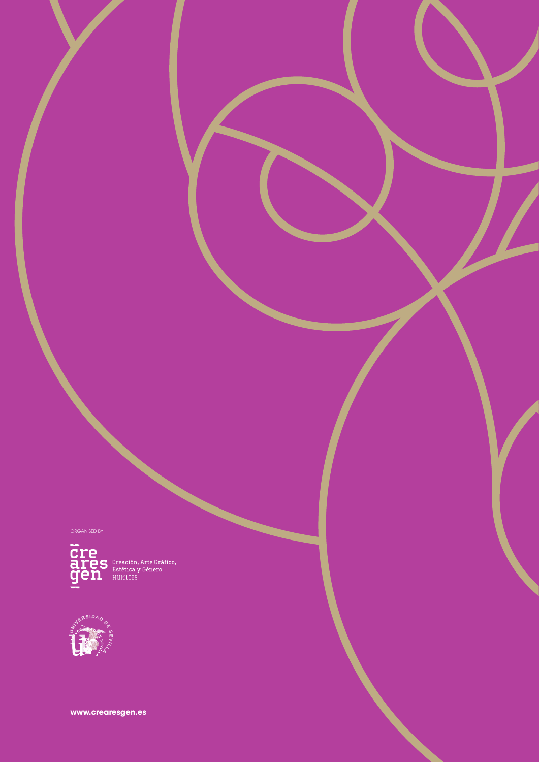ORGANISED BY

cre ares gen

Creación, Arte Gráfico, Estética y Género
HUM1025

UNIVERSIDAD DE SEVILLA

**www.crearesgen.es**